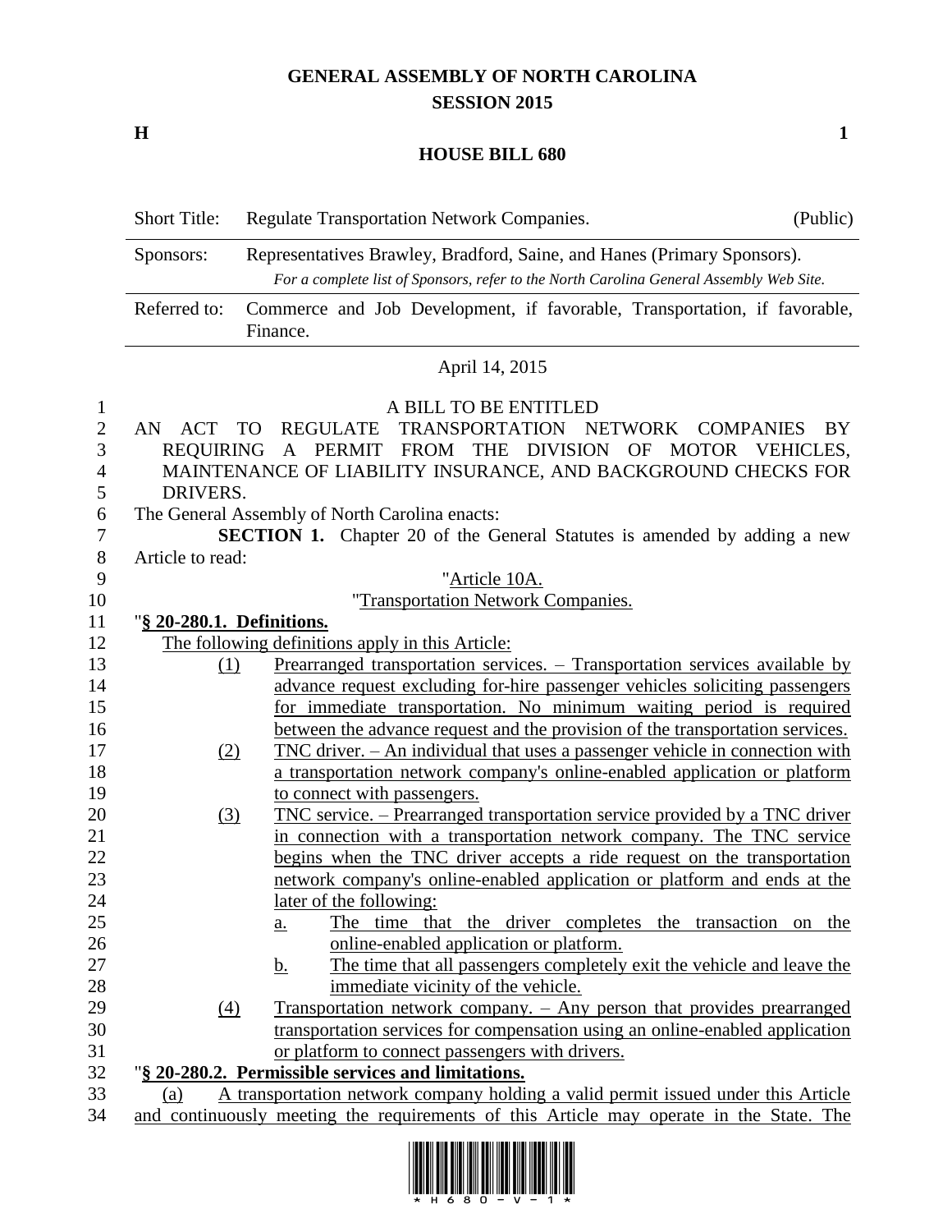# GENERAL ASSEMBLY OF NORTH CAROLINA
## SESSION 2015

**H** **1**

## HOUSE BILL 680

| Short Title: | Regulate Transportation Network Companies. | (Public) |
|---|---|---|
| Sponsors: | Representatives Brawley, Bradford, Saine, and Hanes (Primary Sponsors). *For a complete list of Sponsors, refer to the North Carolina General Assembly Web Site.* | |
| Referred to: | Commerce and Job Development, if favorable, Transportation, if favorable, Finance. | |

April 14, 2015

A BILL TO BE ENTITLED

AN ACT TO REGULATE TRANSPORTATION NETWORK COMPANIES BY REQUIRING A PERMIT FROM THE DIVISION OF MOTOR VEHICLES, MAINTENANCE OF LIABILITY INSURANCE, AND BACKGROUND CHECKS FOR DRIVERS.

The General Assembly of North Carolina enacts:

**SECTION 1.** Chapter 20 of the General Statutes is amended by adding a new Article to read:

"Article 10A.

"Transportation Network Companies.

"**§ 20-280.1. Definitions.**

The following definitions apply in this Article:

(1) Prearranged transportation services. – Transportation services available by advance request excluding for-hire passenger vehicles soliciting passengers for immediate transportation. No minimum waiting period is required between the advance request and the provision of the transportation services.

(2) TNC driver. – An individual that uses a passenger vehicle in connection with a transportation network company's online-enabled application or platform to connect with passengers.

(3) TNC service. – Prearranged transportation service provided by a TNC driver in connection with a transportation network company. The TNC service begins when the TNC driver accepts a ride request on the transportation network company's online-enabled application or platform and ends at the later of the following:

a. The time that the driver completes the transaction on the online-enabled application or platform.

b. The time that all passengers completely exit the vehicle and leave the immediate vicinity of the vehicle.

(4) Transportation network company. – Any person that provides prearranged transportation services for compensation using an online-enabled application or platform to connect passengers with drivers.

"**§ 20-280.2. Permissible services and limitations.**

(a) A transportation network company holding a valid permit issued under this Article and continuously meeting the requirements of this Article may operate in the State. The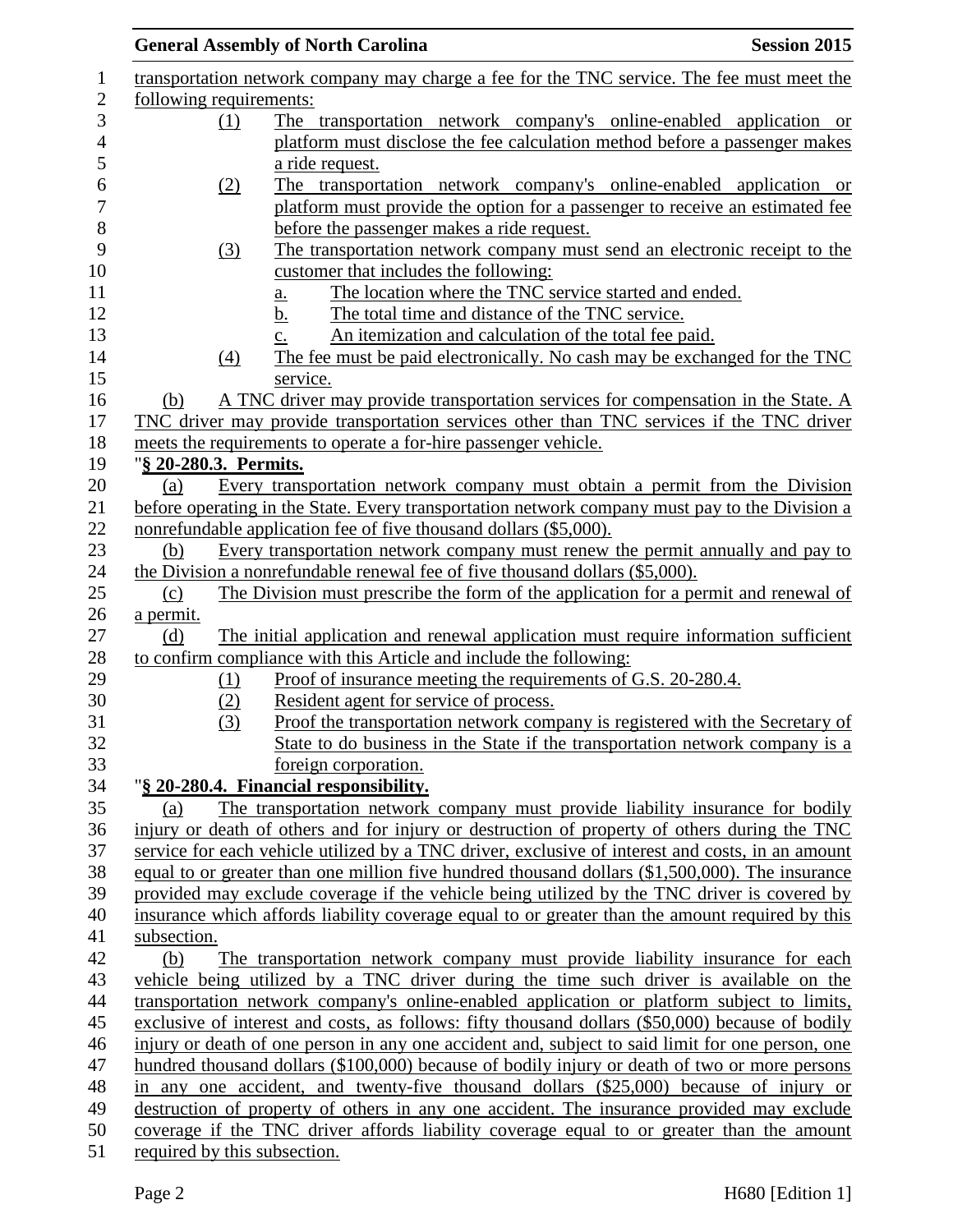transportation network company may charge a fee for the TNC service. The fee must meet the following requirements:

(1) The transportation network company's online-enabled application or platform must disclose the fee calculation method before a passenger makes a ride request.

(2) The transportation network company's online-enabled application or platform must provide the option for a passenger to receive an estimated fee before the passenger makes a ride request.

(3) The transportation network company must send an electronic receipt to the customer that includes the following:

a. The location where the TNC service started and ended.

b. The total time and distance of the TNC service.

c. An itemization and calculation of the total fee paid.

(4) The fee must be paid electronically. No cash may be exchanged for the TNC service.

(b) A TNC driver may provide transportation services for compensation in the State. A TNC driver may provide transportation services other than TNC services if the TNC driver meets the requirements to operate a for-hire passenger vehicle.

"**§ 20-280.3. Permits.**

(a) Every transportation network company must obtain a permit from the Division before operating in the State. Every transportation network company must pay to the Division a nonrefundable application fee of five thousand dollars ($5,000).

(b) Every transportation network company must renew the permit annually and pay to the Division a nonrefundable renewal fee of five thousand dollars ($5,000).

(c) The Division must prescribe the form of the application for a permit and renewal of a permit.

(d) The initial application and renewal application must require information sufficient to confirm compliance with this Article and include the following:

(1) Proof of insurance meeting the requirements of G.S. 20-280.4.

(2) Resident agent for service of process.

(3) Proof the transportation network company is registered with the Secretary of State to do business in the State if the transportation network company is a foreign corporation.

"**§ 20-280.4. Financial responsibility.**

(a) The transportation network company must provide liability insurance for bodily injury or death of others and for injury or destruction of property of others during the TNC service for each vehicle utilized by a TNC driver, exclusive of interest and costs, in an amount equal to or greater than one million five hundred thousand dollars ($1,500,000). The insurance provided may exclude coverage if the vehicle being utilized by the TNC driver is covered by insurance which affords liability coverage equal to or greater than the amount required by this subsection.

(b) The transportation network company must provide liability insurance for each vehicle being utilized by a TNC driver during the time such driver is available on the transportation network company's online-enabled application or platform subject to limits, exclusive of interest and costs, as follows: fifty thousand dollars ($50,000) because of bodily injury or death of one person in any one accident and, subject to said limit for one person, one hundred thousand dollars ($100,000) because of bodily injury or death of two or more persons in any one accident, and twenty-five thousand dollars ($25,000) because of injury or destruction of property of others in any one accident. The insurance provided may exclude coverage if the TNC driver affords liability coverage equal to or greater than the amount required by this subsection.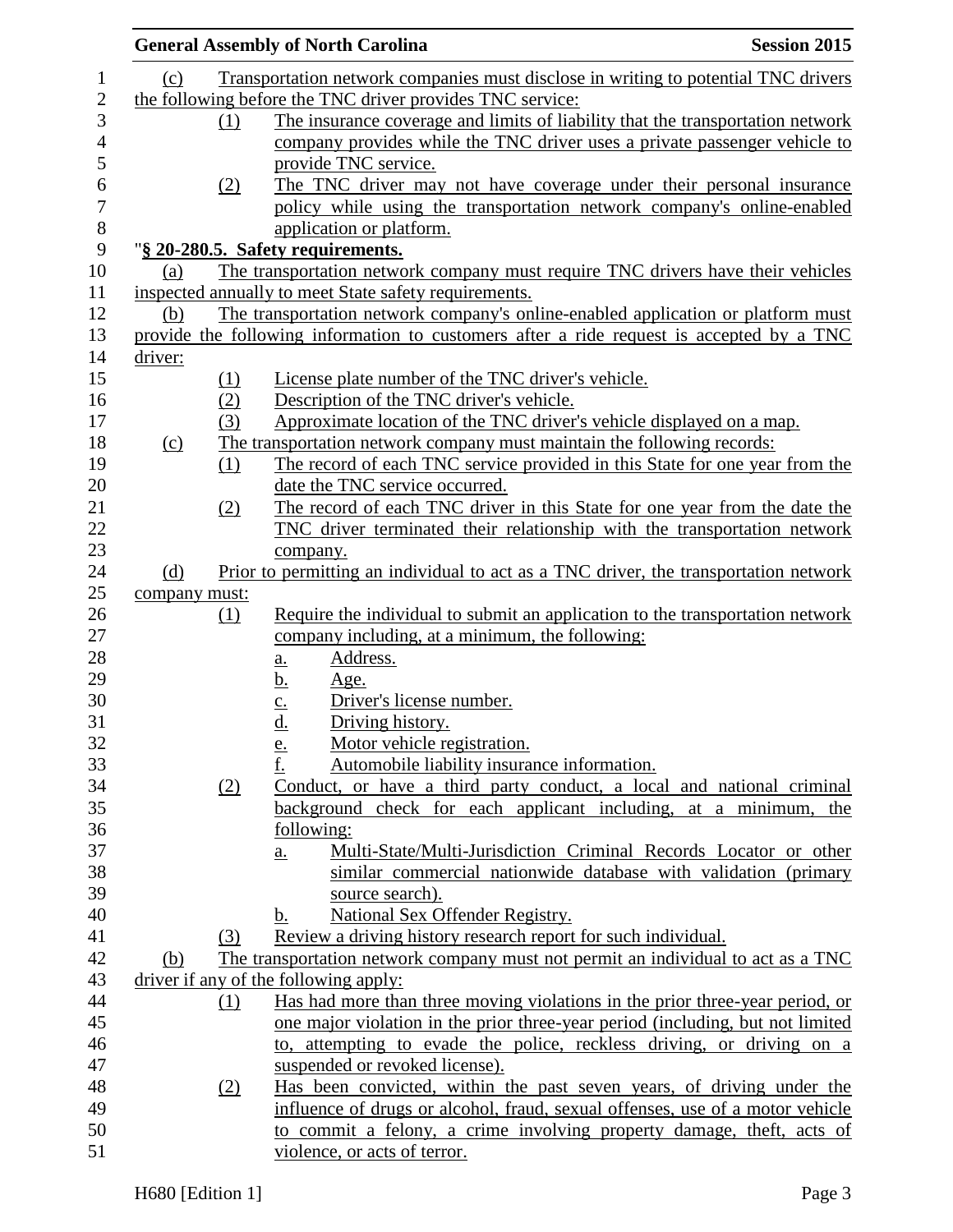(c) Transportation network companies must disclose in writing to potential TNC drivers the following before the TNC driver provides TNC service:

(1) The insurance coverage and limits of liability that the transportation network company provides while the TNC driver uses a private passenger vehicle to provide TNC service.

(2) The TNC driver may not have coverage under their personal insurance policy while using the transportation network company's online-enabled application or platform.

"**§ 20-280.5. Safety requirements.**

(a) The transportation network company must require TNC drivers have their vehicles inspected annually to meet State safety requirements.

(b) The transportation network company's online-enabled application or platform must provide the following information to customers after a ride request is accepted by a TNC driver:

(1) License plate number of the TNC driver's vehicle.

(2) Description of the TNC driver's vehicle.

(3) Approximate location of the TNC driver's vehicle displayed on a map.

(c) The transportation network company must maintain the following records:

(1) The record of each TNC service provided in this State for one year from the date the TNC service occurred.

(2) The record of each TNC driver in this State for one year from the date the TNC driver terminated their relationship with the transportation network company.

(d) Prior to permitting an individual to act as a TNC driver, the transportation network company must:

(1) Require the individual to submit an application to the transportation network company including, at a minimum, the following:

a. Address.

b. Age.

c. Driver's license number.

d. Driving history.

e. Motor vehicle registration.

f. Automobile liability insurance information.

(2) Conduct, or have a third party conduct, a local and national criminal background check for each applicant including, at a minimum, the following:

a. Multi-State/Multi-Jurisdiction Criminal Records Locator or other similar commercial nationwide database with validation (primary source search).

b. National Sex Offender Registry.

(3) Review a driving history research report for such individual.

(b) The transportation network company must not permit an individual to act as a TNC driver if any of the following apply:

(1) Has had more than three moving violations in the prior three-year period, or one major violation in the prior three-year period (including, but not limited to, attempting to evade the police, reckless driving, or driving on a suspended or revoked license).

(2) Has been convicted, within the past seven years, of driving under the influence of drugs or alcohol, fraud, sexual offenses, use of a motor vehicle to commit a felony, a crime involving property damage, theft, acts of violence, or acts of terror.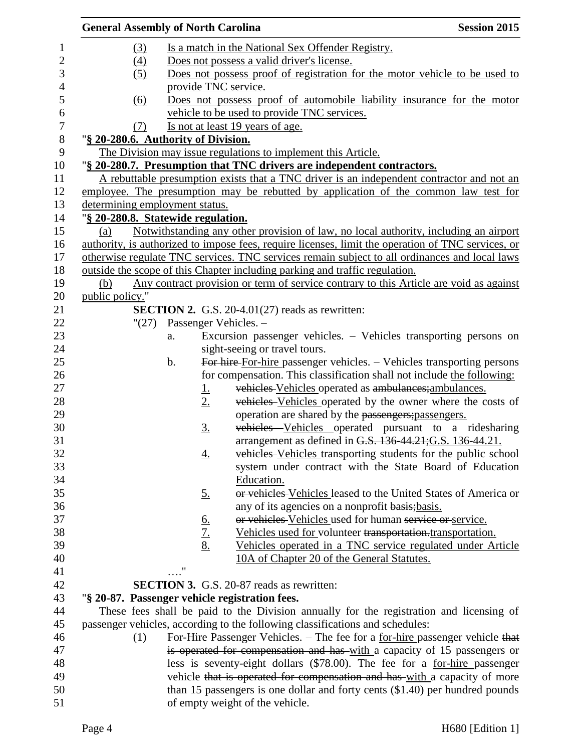(3) Is a match in the National Sex Offender Registry.

(4) Does not possess a valid driver's license.

(5) Does not possess proof of registration for the motor vehicle to be used to provide TNC service.

(6) Does not possess proof of automobile liability insurance for the motor vehicle to be used to provide TNC services.

(7) Is not at least 19 years of age.

"**§ 20-280.6. Authority of Division.**

The Division may issue regulations to implement this Article.

"**§ 20-280.7. Presumption that TNC drivers are independent contractors.**

A rebuttable presumption exists that a TNC driver is an independent contractor and not an employee. The presumption may be rebutted by application of the common law test for determining employment status.

"**§ 20-280.8. Statewide regulation.**

(a) Notwithstanding any other provision of law, no local authority, including an airport authority, is authorized to impose fees, require licenses, limit the operation of TNC services, or otherwise regulate TNC services. TNC services remain subject to all ordinances and local laws outside the scope of this Chapter including parking and traffic regulation.

(b) Any contract provision or term of service contrary to this Article are void as against public policy."

**SECTION 2.** G.S. 20-4.01(27) reads as rewritten:

"(27) Passenger Vehicles. –

a. Excursion passenger vehicles. – Vehicles transporting persons on sight-seeing or travel tours.

b. ~~For hire~~ For-hire passenger vehicles. – Vehicles transporting persons for compensation. This classification shall not include the following:

1. ~~vehicles~~ Vehicles operated as ~~ambulances;~~ambulances.
2. ~~vehicles~~ Vehicles operated by the owner where the costs of operation are shared by the ~~passengers;~~passengers.
3. ~~vehicles~~ Vehicles operated pursuant to a ridesharing arrangement as defined in ~~G.S. 136-44.21;~~G.S. 136-44.21.
4. ~~vehicles~~ Vehicles transporting students for the public school system under contract with the State Board of ~~Education~~ Education.
5. ~~or vehicles~~ Vehicles leased to the United States of America or any of its agencies on a nonprofit ~~basis;~~basis.
6. ~~or vehicles~~ Vehicles used for human ~~service or~~ service.
7. Vehicles used for volunteer ~~transportation.~~transportation.
8. Vehicles operated in a TNC service regulated under Article 10A of Chapter 20 of the General Statutes.

…."

**SECTION 3.** G.S. 20-87 reads as rewritten:

"**§ 20-87. Passenger vehicle registration fees.**

These fees shall be paid to the Division annually for the registration and licensing of passenger vehicles, according to the following classifications and schedules:

(1) For-Hire Passenger Vehicles. – The fee for a for-hire passenger vehicle ~~that is operated for compensation and has~~ with a capacity of 15 passengers or less is seventy-eight dollars ($78.00). The fee for a for-hire passenger vehicle ~~that is operated for compensation and has~~ with a capacity of more than 15 passengers is one dollar and forty cents ($1.40) per hundred pounds of empty weight of the vehicle.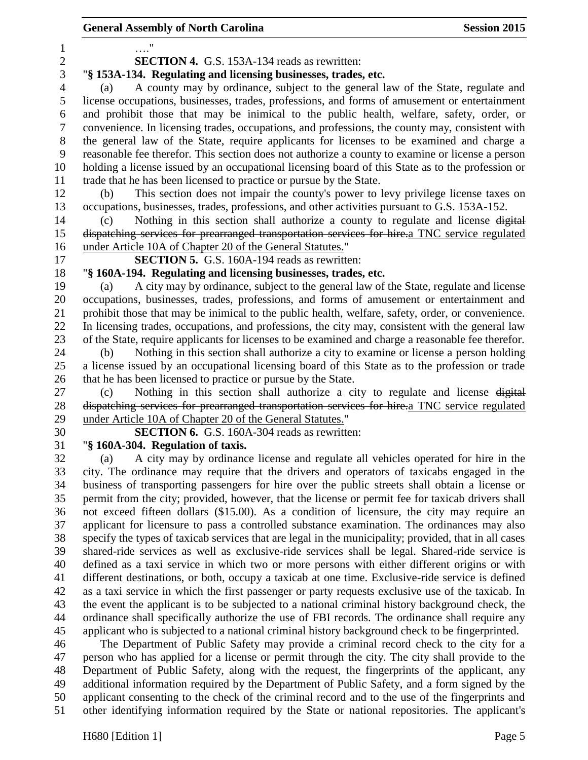…."

**SECTION 4.** G.S. 153A-134 reads as rewritten:

"**§ 153A-134. Regulating and licensing businesses, trades, etc.**

(a) A county may by ordinance, subject to the general law of the State, regulate and license occupations, businesses, trades, professions, and forms of amusement or entertainment and prohibit those that may be inimical to the public health, welfare, safety, order, or convenience. In licensing trades, occupations, and professions, the county may, consistent with the general law of the State, require applicants for licenses to be examined and charge a reasonable fee therefor. This section does not authorize a county to examine or license a person holding a license issued by an occupational licensing board of this State as to the profession or trade that he has been licensed to practice or pursue by the State.

(b) This section does not impair the county's power to levy privilege license taxes on occupations, businesses, trades, professions, and other activities pursuant to G.S. 153A-152.

(c) Nothing in this section shall authorize a county to regulate and license ~~digital dispatching services for prearranged transportation services for hire.~~a TNC service regulated under Article 10A of Chapter 20 of the General Statutes."

**SECTION 5.** G.S. 160A-194 reads as rewritten:

"**§ 160A-194. Regulating and licensing businesses, trades, etc.**

(a) A city may by ordinance, subject to the general law of the State, regulate and license occupations, businesses, trades, professions, and forms of amusement or entertainment and prohibit those that may be inimical to the public health, welfare, safety, order, or convenience. In licensing trades, occupations, and professions, the city may, consistent with the general law of the State, require applicants for licenses to be examined and charge a reasonable fee therefor.

(b) Nothing in this section shall authorize a city to examine or license a person holding a license issued by an occupational licensing board of this State as to the profession or trade that he has been licensed to practice or pursue by the State.

(c) Nothing in this section shall authorize a city to regulate and license ~~digital dispatching services for prearranged transportation services for hire.~~a TNC service regulated under Article 10A of Chapter 20 of the General Statutes."

**SECTION 6.** G.S. 160A-304 reads as rewritten:

"**§ 160A-304. Regulation of taxis.**

(a) A city may by ordinance license and regulate all vehicles operated for hire in the city. The ordinance may require that the drivers and operators of taxicabs engaged in the business of transporting passengers for hire over the public streets shall obtain a license or permit from the city; provided, however, that the license or permit fee for taxicab drivers shall not exceed fifteen dollars ($15.00). As a condition of licensure, the city may require an applicant for licensure to pass a controlled substance examination. The ordinances may also specify the types of taxicab services that are legal in the municipality; provided, that in all cases shared-ride services as well as exclusive-ride services shall be legal. Shared-ride service is defined as a taxi service in which two or more persons with either different origins or with different destinations, or both, occupy a taxicab at one time. Exclusive-ride service is defined as a taxi service in which the first passenger or party requests exclusive use of the taxicab. In the event the applicant is to be subjected to a national criminal history background check, the ordinance shall specifically authorize the use of FBI records. The ordinance shall require any applicant who is subjected to a national criminal history background check to be fingerprinted.

The Department of Public Safety may provide a criminal record check to the city for a person who has applied for a license or permit through the city. The city shall provide to the Department of Public Safety, along with the request, the fingerprints of the applicant, any additional information required by the Department of Public Safety, and a form signed by the applicant consenting to the check of the criminal record and to the use of the fingerprints and other identifying information required by the State or national repositories. The applicant's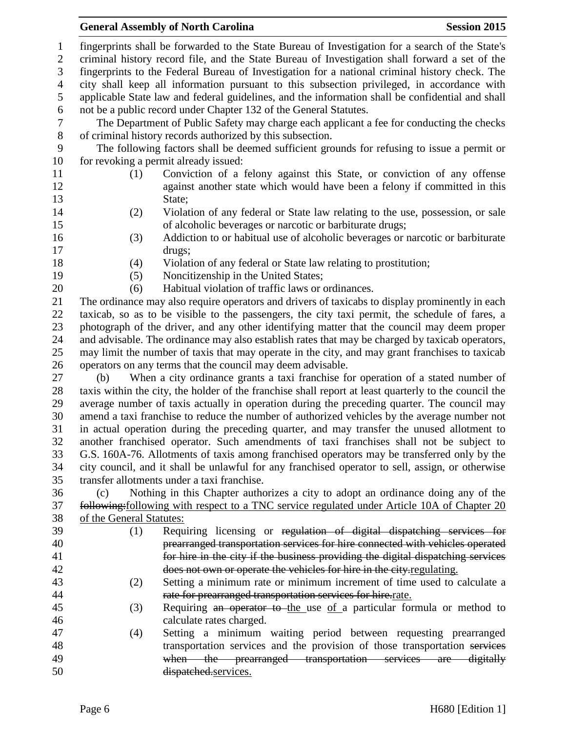fingerprints shall be forwarded to the State Bureau of Investigation for a search of the State's criminal history record file, and the State Bureau of Investigation shall forward a set of the fingerprints to the Federal Bureau of Investigation for a national criminal history check. The city shall keep all information pursuant to this subsection privileged, in accordance with applicable State law and federal guidelines, and the information shall be confidential and shall not be a public record under Chapter 132 of the General Statutes.

The Department of Public Safety may charge each applicant a fee for conducting the checks of criminal history records authorized by this subsection.

The following factors shall be deemed sufficient grounds for refusing to issue a permit or for revoking a permit already issued:

(1) Conviction of a felony against this State, or conviction of any offense against another state which would have been a felony if committed in this State;

(2) Violation of any federal or State law relating to the use, possession, or sale of alcoholic beverages or narcotic or barbiturate drugs;

(3) Addiction to or habitual use of alcoholic beverages or narcotic or barbiturate drugs;

(4) Violation of any federal or State law relating to prostitution;

(5) Noncitizenship in the United States;

(6) Habitual violation of traffic laws or ordinances.

The ordinance may also require operators and drivers of taxicabs to display prominently in each taxicab, so as to be visible to the passengers, the city taxi permit, the schedule of fares, a photograph of the driver, and any other identifying matter that the council may deem proper and advisable. The ordinance may also establish rates that may be charged by taxicab operators, may limit the number of taxis that may operate in the city, and may grant franchises to taxicab operators on any terms that the council may deem advisable.

(b) When a city ordinance grants a taxi franchise for operation of a stated number of taxis within the city, the holder of the franchise shall report at least quarterly to the council the average number of taxis actually in operation during the preceding quarter. The council may amend a taxi franchise to reduce the number of authorized vehicles by the average number not in actual operation during the preceding quarter, and may transfer the unused allotment to another franchised operator. Such amendments of taxi franchises shall not be subject to G.S. 160A-76. Allotments of taxis among franchised operators may be transferred only by the city council, and it shall be unlawful for any franchised operator to sell, assign, or otherwise transfer allotments under a taxi franchise.

(c) Nothing in this Chapter authorizes a city to adopt an ordinance doing any of the ~~following:~~following with respect to a TNC service regulated under Article 10A of Chapter 20 of the General Statutes:

(1) Requiring licensing or ~~regulation of digital dispatching services for prearranged transportation services for hire connected with vehicles operated for hire in the city if the business providing the digital dispatching services does not own or operate the vehicles for hire in the city.~~regulating.

(2) Setting a minimum rate or minimum increment of time used to calculate a ~~rate for prearranged transportation services for hire.~~rate.

(3) Requiring ~~an operator to~~ the use of a particular formula or method to calculate rates charged.

(4) Setting a minimum waiting period between requesting prearranged transportation services and the provision of those transportation ~~services when the prearranged transportation services are digitally dispatched.~~services.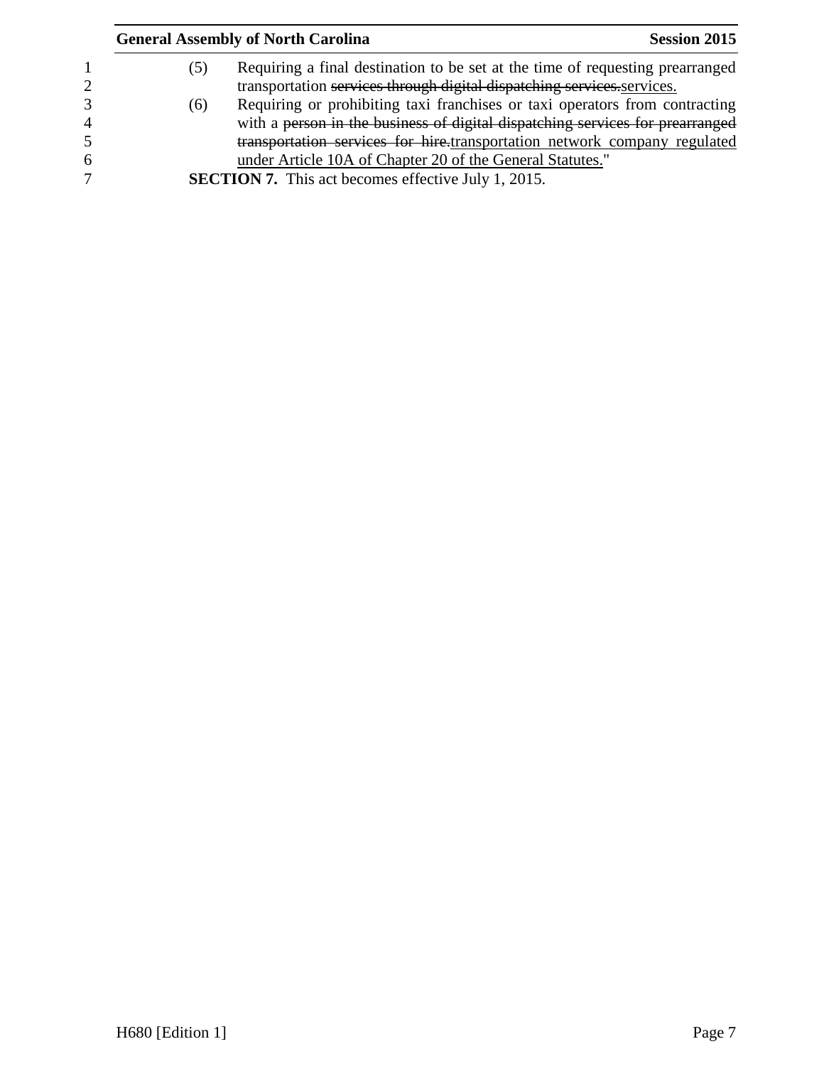(5) Requiring a final destination to be set at the time of requesting prearranged transportation ~~services through digital dispatching services.~~services.

(6) Requiring or prohibiting taxi franchises or taxi operators from contracting with a ~~person in the business of digital dispatching services for prearranged transportation services for hire.~~transportation network company regulated under Article 10A of Chapter 20 of the General Statutes."

**SECTION 7.** This act becomes effective July 1, 2015.